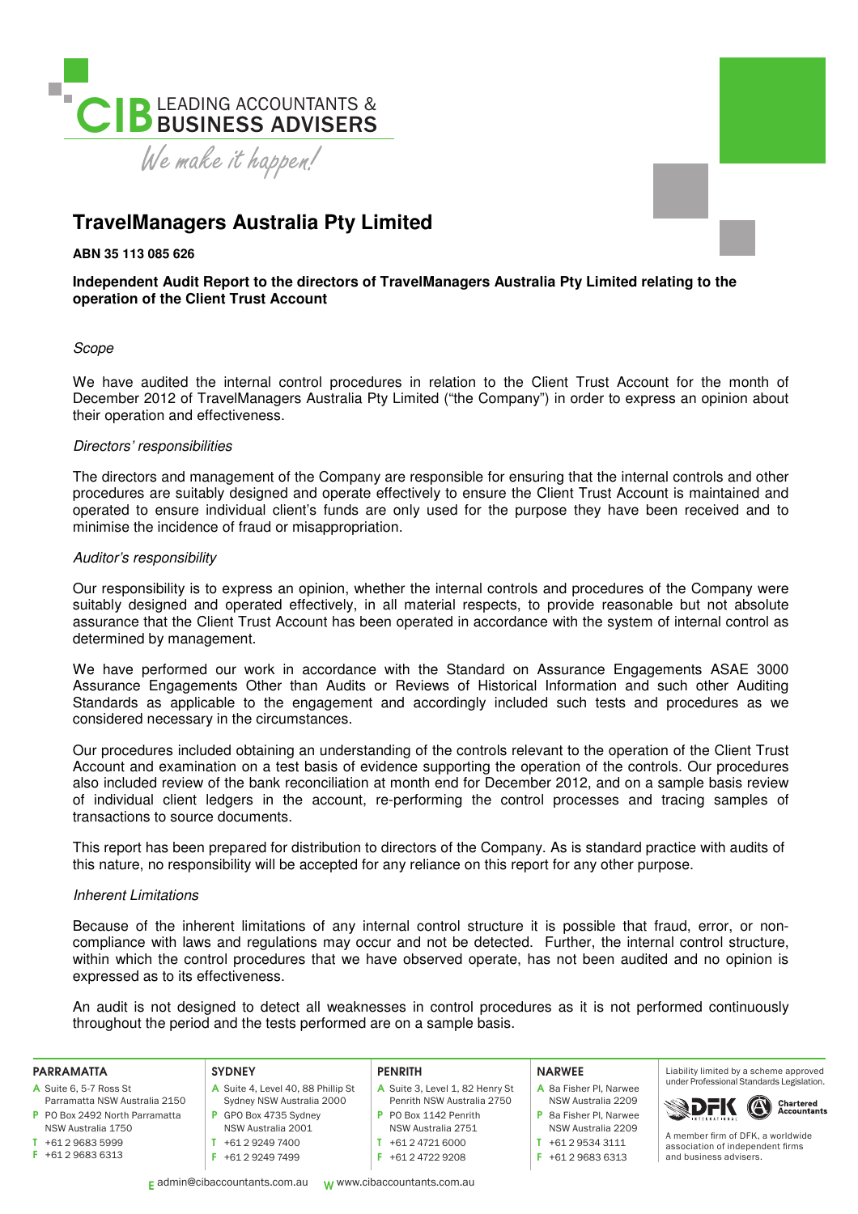CIB LEADING ACCOUNTANTS & BUSINESS ADVISERS

*We make it happen!*

# TravelManagers Australia Pty Limited

**ABN 35 113 085 626**

**Independent Audit Report to the directors of TravelManagers Australia Pty Limited relating to the operation of the Client Trust Account**

*Scope*

We have audited the internal control procedures in relation to the Client Trust Account for the month of December 2012 of TravelManagers Australia Pty Limited ("the Company") in order to express an opinion about their operation and effectiveness.

*Directors' responsibilities*

The directors and management of the Company are responsible for ensuring that the internal controls and other procedures are suitably designed and operate effectively to ensure the Client Trust Account is maintained and operated to ensure individual client's funds are only used for the purpose they have been received and to minimise the incidence of fraud or misappropriation.

*Auditor's responsibility*

Our responsibility is to express an opinion, whether the internal controls and procedures of the Company were suitably designed and operated effectively, in all material respects, to provide reasonable but not absolute assurance that the Client Trust Account has been operated in accordance with the system of internal control as determined by management.

We have performed our work in accordance with the Standard on Assurance Engagements ASAE 3000 Assurance Engagements Other than Audits or Reviews of Historical Information and such other Auditing Standards as applicable to the engagement and accordingly included such tests and procedures as we considered necessary in the circumstances.

Our procedures included obtaining an understanding of the controls relevant to the operation of the Client Trust Account and examination on a test basis of evidence supporting the operation of the controls. Our procedures also included review of the bank reconciliation at month end for December 2012, and on a sample basis review of individual client ledgers in the account, re-performing the control processes and tracing samples of transactions to source documents.

This report has been prepared for distribution to directors of the Company. As is standard practice with audits of this nature, no responsibility will be accepted for any reliance on this report for any other purpose.

*Inherent Limitations*

Because of the inherent limitations of any internal control structure it is possible that fraud, error, or non-compliance with laws and regulations may occur and not be detected. Further, the internal control structure, within which the control procedures that we have observed operate, has not been audited and no opinion is expressed as to its effectiveness.

An audit is not designed to detect all weaknesses in control procedures as it is not performed continuously throughout the period and the tests performed are on a sample basis.

**PARRAMATTA**
A Suite 6, 5-7 Ross St Parramatta NSW Australia 2150
P PO Box 2492 North Parramatta NSW Australia 1750
T +61 2 9683 5999
F +61 2 9683 6313

**SYDNEY**
A Suite 4, Level 40, 88 Phillip St Sydney NSW Australia 2000
P GPO Box 4735 Sydney NSW Australia 2001
T +61 2 9249 7400
F +61 2 9249 7499

**PENRITH**
A Suite 3, Level 1, 82 Henry St Penrith NSW Australia 2750
P PO Box 1142 Penrith NSW Australia 2751
T +61 2 4721 6000
F +61 2 4722 9208

**NARWEE**
A 8a Fisher Pl, Narwee NSW Australia 2209
P 8a Fisher Pl, Narwee NSW Australia 2209
T +61 2 9534 3111
F +61 2 9683 6313

Liability limited by a scheme approved under Professional Standards Legislation.

DFK International — Chartered Accountants

A member firm of DFK, a worldwide association of independent firms and business advisers.

E admin@cibaccountants.com.au W www.cibaccountants.com.au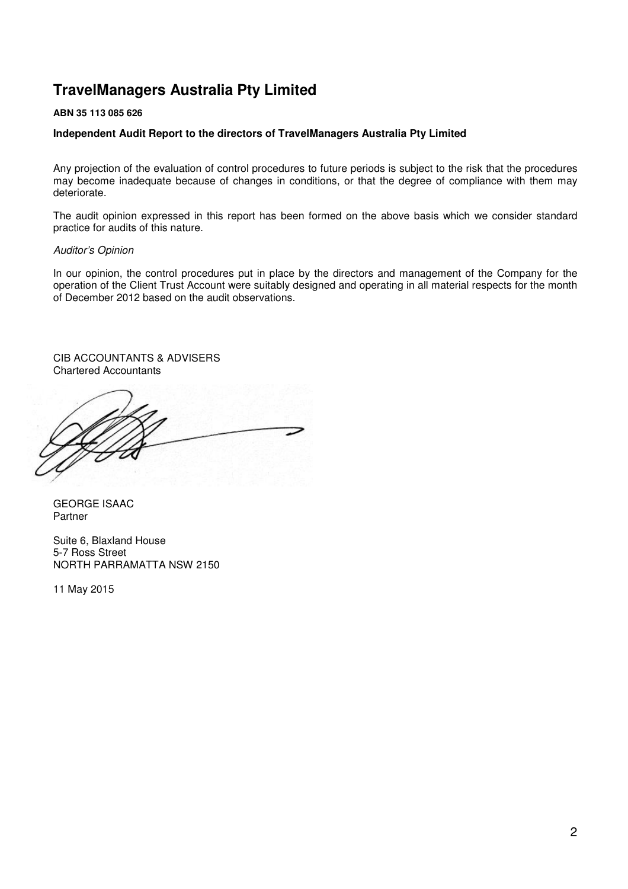# TravelManagers Australia Pty Limited

**ABN 35 113 085 626**

**Independent Audit Report to the directors of TravelManagers Australia Pty Limited**

Any projection of the evaluation of control procedures to future periods is subject to the risk that the procedures may become inadequate because of changes in conditions, or that the degree of compliance with them may deteriorate.

The audit opinion expressed in this report has been formed on the above basis which we consider standard practice for audits of this nature.

*Auditor's Opinion*

In our opinion, the control procedures put in place by the directors and management of the Company for the operation of the Client Trust Account were suitably designed and operating in all material respects for the month of December 2012 based on the audit observations.

CIB ACCOUNTANTS & ADVISERS
Chartered Accountants

GEORGE ISAAC
Partner

Suite 6, Blaxland House
5-7 Ross Street
NORTH PARRAMATTA NSW 2150

11 May 2015